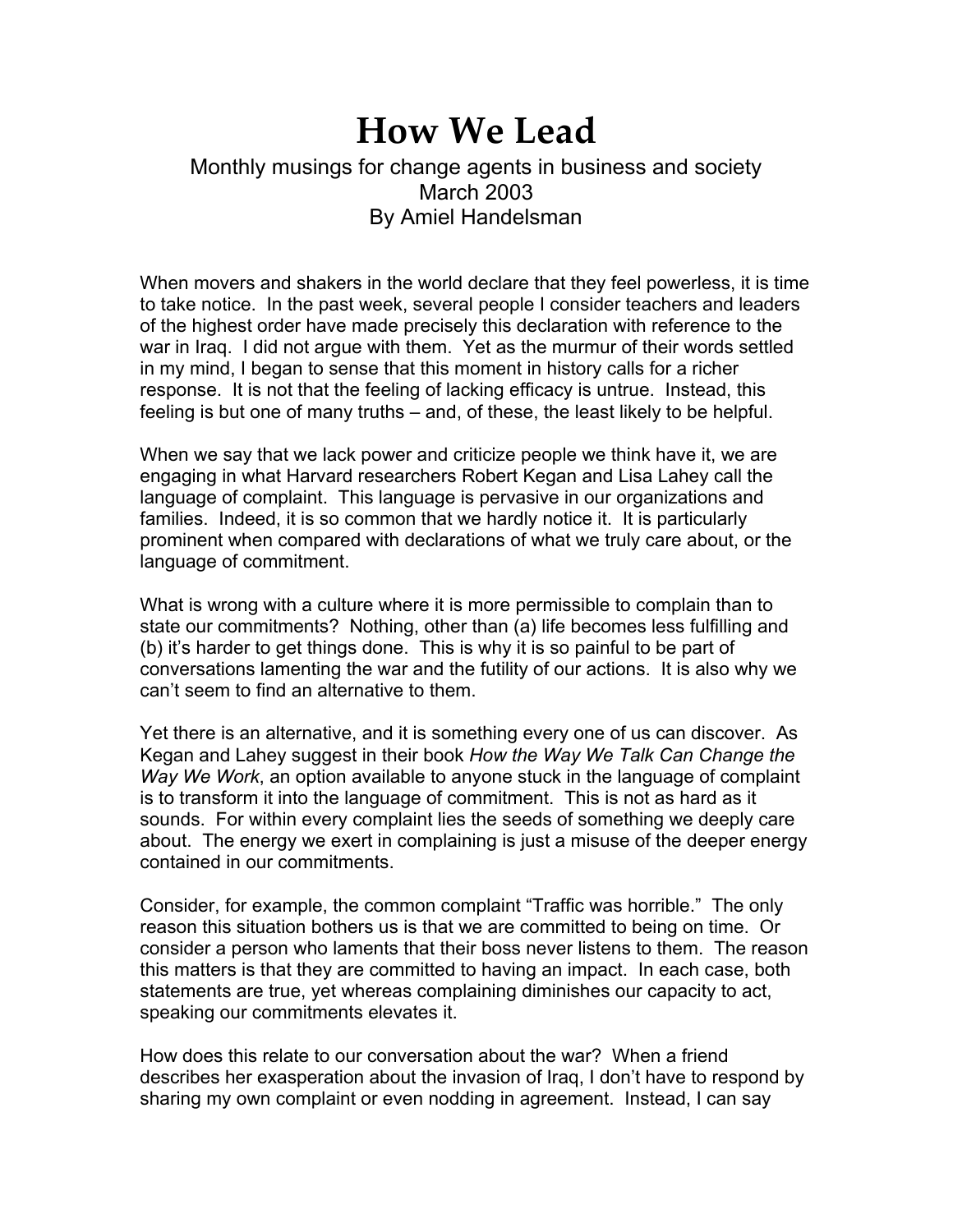# How We Lead

Monthly musings for change agents in business and society
March 2003
By Amiel Handelsman

When movers and shakers in the world declare that they feel powerless, it is time to take notice. In the past week, several people I consider teachers and leaders of the highest order have made precisely this declaration with reference to the war in Iraq. I did not argue with them. Yet as the murmur of their words settled in my mind, I began to sense that this moment in history calls for a richer response. It is not that the feeling of lacking efficacy is untrue. Instead, this feeling is but one of many truths – and, of these, the least likely to be helpful.

When we say that we lack power and criticize people we think have it, we are engaging in what Harvard researchers Robert Kegan and Lisa Lahey call the language of complaint. This language is pervasive in our organizations and families. Indeed, it is so common that we hardly notice it. It is particularly prominent when compared with declarations of what we truly care about, or the language of commitment.

What is wrong with a culture where it is more permissible to complain than to state our commitments? Nothing, other than (a) life becomes less fulfilling and (b) it's harder to get things done. This is why it is so painful to be part of conversations lamenting the war and the futility of our actions. It is also why we can't seem to find an alternative to them.

Yet there is an alternative, and it is something every one of us can discover. As Kegan and Lahey suggest in their book *How the Way We Talk Can Change the Way We Work*, an option available to anyone stuck in the language of complaint is to transform it into the language of commitment. This is not as hard as it sounds. For within every complaint lies the seeds of something we deeply care about. The energy we exert in complaining is just a misuse of the deeper energy contained in our commitments.

Consider, for example, the common complaint "Traffic was horrible." The only reason this situation bothers us is that we are committed to being on time. Or consider a person who laments that their boss never listens to them. The reason this matters is that they are committed to having an impact. In each case, both statements are true, yet whereas complaining diminishes our capacity to act, speaking our commitments elevates it.

How does this relate to our conversation about the war? When a friend describes her exasperation about the invasion of Iraq, I don't have to respond by sharing my own complaint or even nodding in agreement. Instead, I can say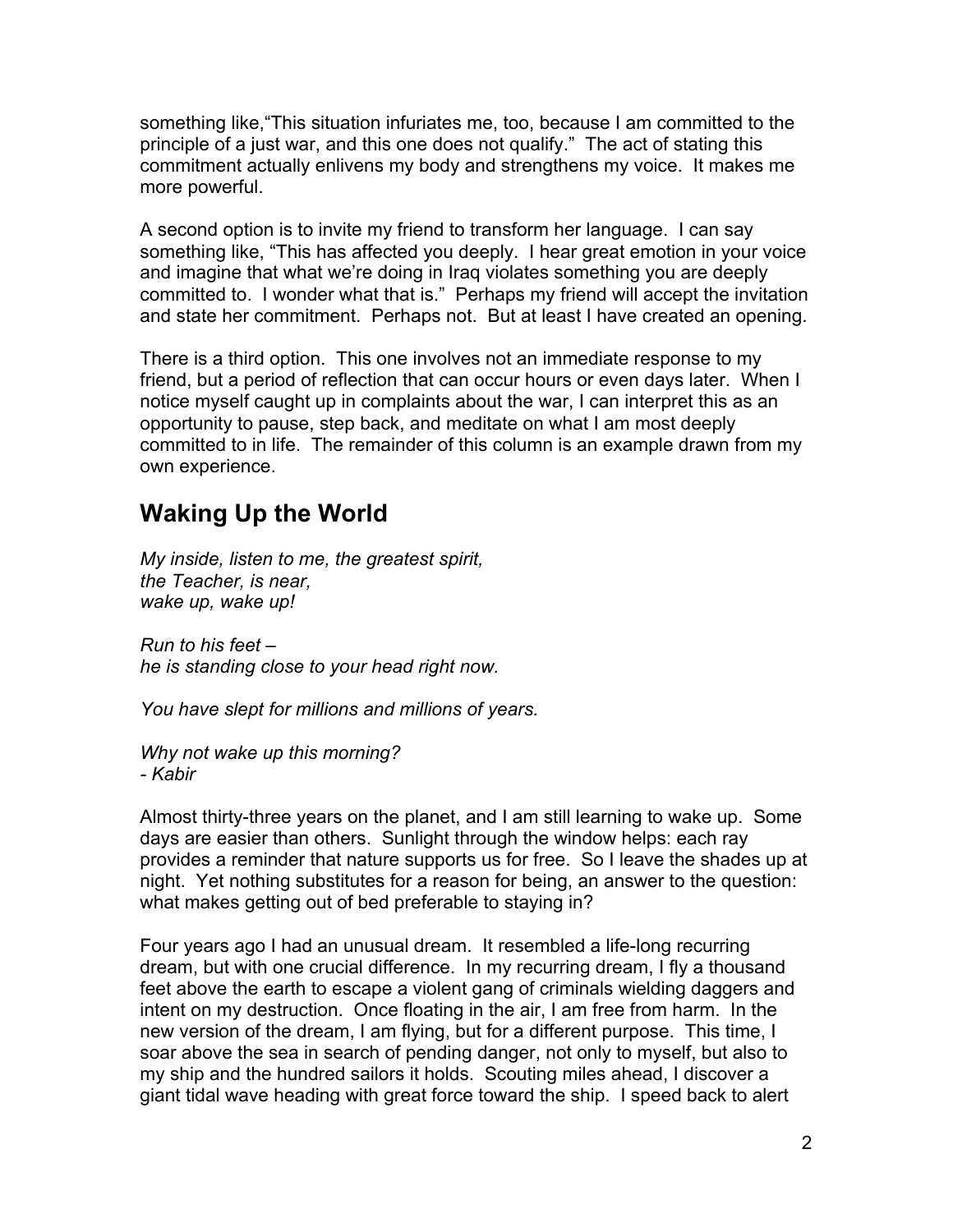something like,"This situation infuriates me, too, because I am committed to the principle of a just war, and this one does not qualify." The act of stating this commitment actually enlivens my body and strengthens my voice. It makes me more powerful.

A second option is to invite my friend to transform her language. I can say something like, "This has affected you deeply. I hear great emotion in your voice and imagine that what we're doing in Iraq violates something you are deeply committed to. I wonder what that is." Perhaps my friend will accept the invitation and state her commitment. Perhaps not. But at least I have created an opening.

There is a third option. This one involves not an immediate response to my friend, but a period of reflection that can occur hours or even days later. When I notice myself caught up in complaints about the war, I can interpret this as an opportunity to pause, step back, and meditate on what I am most deeply committed to in life. The remainder of this column is an example drawn from my own experience.

## Waking Up the World

*My inside, listen to me, the greatest spirit,*
*the Teacher, is near,*
*wake up, wake up!*

*Run to his feet –*
*he is standing close to your head right now.*

*You have slept for millions and millions of years.*

*Why not wake up this morning?*
*- Kabir*

Almost thirty-three years on the planet, and I am still learning to wake up. Some days are easier than others. Sunlight through the window helps: each ray provides a reminder that nature supports us for free. So I leave the shades up at night. Yet nothing substitutes for a reason for being, an answer to the question: what makes getting out of bed preferable to staying in?

Four years ago I had an unusual dream. It resembled a life-long recurring dream, but with one crucial difference. In my recurring dream, I fly a thousand feet above the earth to escape a violent gang of criminals wielding daggers and intent on my destruction. Once floating in the air, I am free from harm. In the new version of the dream, I am flying, but for a different purpose. This time, I soar above the sea in search of pending danger, not only to myself, but also to my ship and the hundred sailors it holds. Scouting miles ahead, I discover a giant tidal wave heading with great force toward the ship. I speed back to alert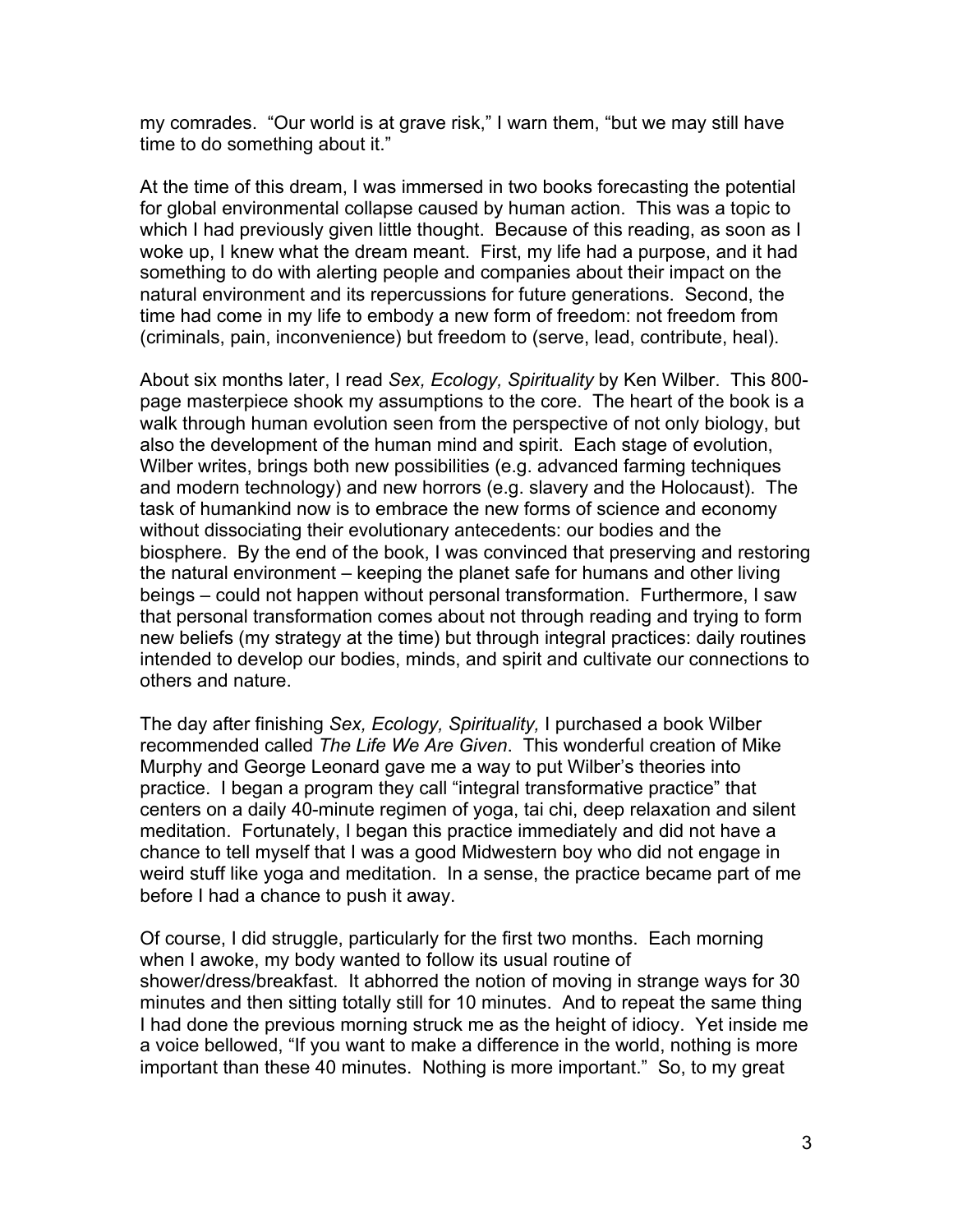my comrades. “Our world is at grave risk,” I warn them, “but we may still have time to do something about it.”

At the time of this dream, I was immersed in two books forecasting the potential for global environmental collapse caused by human action. This was a topic to which I had previously given little thought. Because of this reading, as soon as I woke up, I knew what the dream meant. First, my life had a purpose, and it had something to do with alerting people and companies about their impact on the natural environment and its repercussions for future generations. Second, the time had come in my life to embody a new form of freedom: not freedom from (criminals, pain, inconvenience) but freedom to (serve, lead, contribute, heal).

About six months later, I read *Sex, Ecology, Spirituality* by Ken Wilber. This 800-page masterpiece shook my assumptions to the core. The heart of the book is a walk through human evolution seen from the perspective of not only biology, but also the development of the human mind and spirit. Each stage of evolution, Wilber writes, brings both new possibilities (e.g. advanced farming techniques and modern technology) and new horrors (e.g. slavery and the Holocaust). The task of humankind now is to embrace the new forms of science and economy without dissociating their evolutionary antecedents: our bodies and the biosphere. By the end of the book, I was convinced that preserving and restoring the natural environment – keeping the planet safe for humans and other living beings – could not happen without personal transformation. Furthermore, I saw that personal transformation comes about not through reading and trying to form new beliefs (my strategy at the time) but through integral practices: daily routines intended to develop our bodies, minds, and spirit and cultivate our connections to others and nature.

The day after finishing *Sex, Ecology, Spirituality,* I purchased a book Wilber recommended called *The Life We Are Given*. This wonderful creation of Mike Murphy and George Leonard gave me a way to put Wilber’s theories into practice. I began a program they call “integral transformative practice” that centers on a daily 40-minute regimen of yoga, tai chi, deep relaxation and silent meditation. Fortunately, I began this practice immediately and did not have a chance to tell myself that I was a good Midwestern boy who did not engage in weird stuff like yoga and meditation. In a sense, the practice became part of me before I had a chance to push it away.

Of course, I did struggle, particularly for the first two months. Each morning when I awoke, my body wanted to follow its usual routine of shower/dress/breakfast. It abhorred the notion of moving in strange ways for 30 minutes and then sitting totally still for 10 minutes. And to repeat the same thing I had done the previous morning struck me as the height of idiocy. Yet inside me a voice bellowed, “If you want to make a difference in the world, nothing is more important than these 40 minutes. Nothing is more important.” So, to my great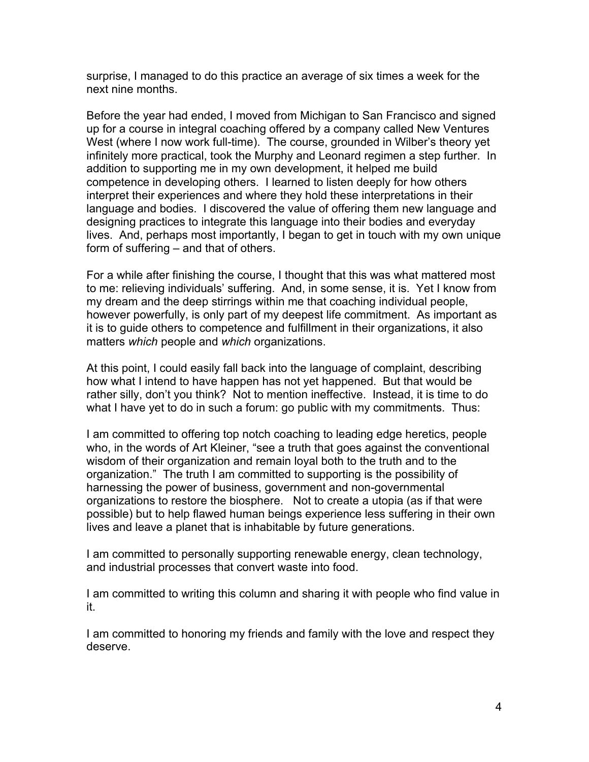surprise, I managed to do this practice an average of six times a week for the next nine months.

Before the year had ended, I moved from Michigan to San Francisco and signed up for a course in integral coaching offered by a company called New Ventures West (where I now work full-time). The course, grounded in Wilber's theory yet infinitely more practical, took the Murphy and Leonard regimen a step further. In addition to supporting me in my own development, it helped me build competence in developing others. I learned to listen deeply for how others interpret their experiences and where they hold these interpretations in their language and bodies. I discovered the value of offering them new language and designing practices to integrate this language into their bodies and everyday lives. And, perhaps most importantly, I began to get in touch with my own unique form of suffering – and that of others.

For a while after finishing the course, I thought that this was what mattered most to me: relieving individuals' suffering. And, in some sense, it is. Yet I know from my dream and the deep stirrings within me that coaching individual people, however powerfully, is only part of my deepest life commitment. As important as it is to guide others to competence and fulfillment in their organizations, it also matters *which* people and *which* organizations.

At this point, I could easily fall back into the language of complaint, describing how what I intend to have happen has not yet happened. But that would be rather silly, don't you think? Not to mention ineffective. Instead, it is time to do what I have yet to do in such a forum: go public with my commitments. Thus:

I am committed to offering top notch coaching to leading edge heretics, people who, in the words of Art Kleiner, "see a truth that goes against the conventional wisdom of their organization and remain loyal both to the truth and to the organization." The truth I am committed to supporting is the possibility of harnessing the power of business, government and non-governmental organizations to restore the biosphere. Not to create a utopia (as if that were possible) but to help flawed human beings experience less suffering in their own lives and leave a planet that is inhabitable by future generations.

I am committed to personally supporting renewable energy, clean technology, and industrial processes that convert waste into food.

I am committed to writing this column and sharing it with people who find value in it.

I am committed to honoring my friends and family with the love and respect they deserve.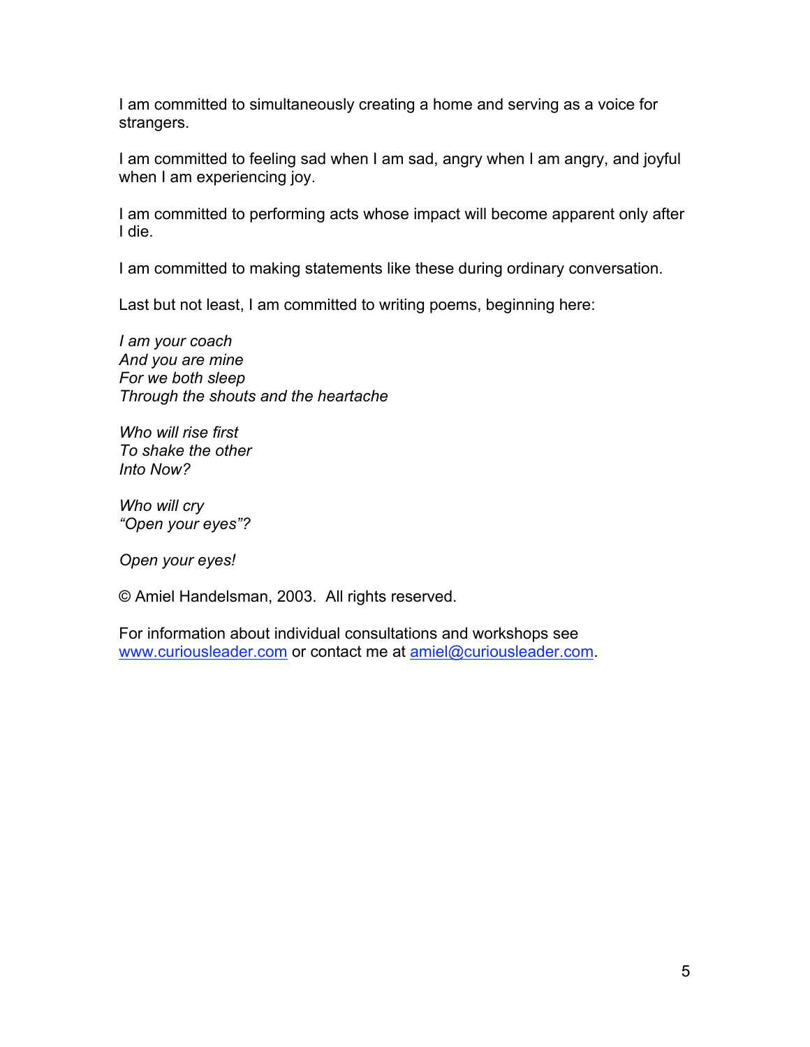I am committed to simultaneously creating a home and serving as a voice for strangers.

I am committed to feeling sad when I am sad, angry when I am angry, and joyful when I am experiencing joy.

I am committed to performing acts whose impact will become apparent only after I die.

I am committed to making statements like these during ordinary conversation.

Last but not least, I am committed to writing poems, beginning here:

*I am your coach*  
*And you are mine*  
*For we both sleep*  
*Through the shouts and the heartache*

*Who will rise first*  
*To shake the other*  
*Into Now?*

*Who will cry*  
*"Open your eyes"?*

*Open your eyes!*

© Amiel Handelsman, 2003. All rights reserved.

For information about individual consultations and workshops see [www.curiousleader.com](http://www.curiousleader.com) or contact me at [amiel@curiousleader.com](mailto:amiel@curiousleader.com).